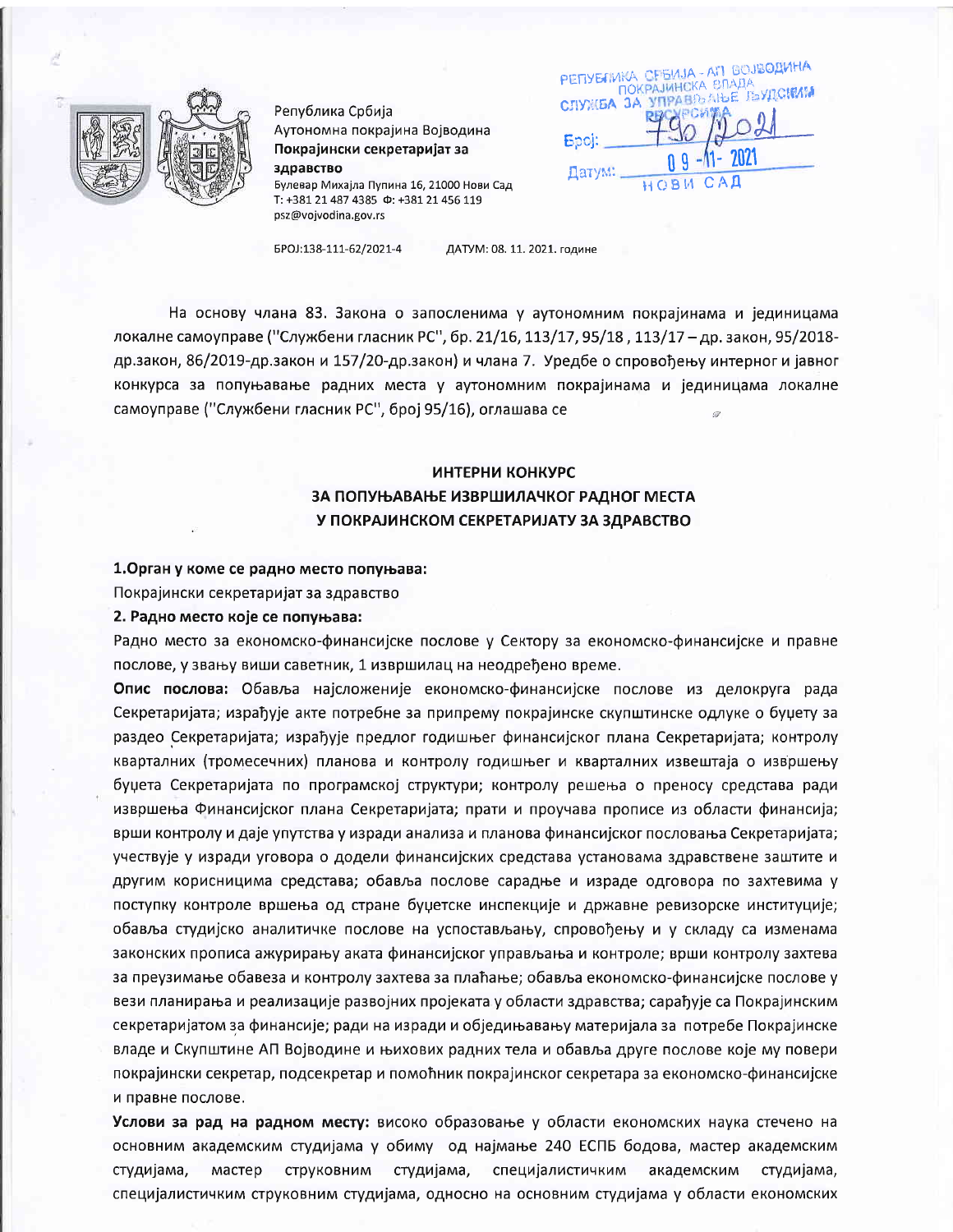Република Србија
Аутономна покрајина Војводина
**Покрајински секретаријат за здравство**
Булевар Михајла Пупина 16, 21000 Нови Сад
Т: +381 21 487 4385 Ф: +381 21 456 119
psz@vojvodina.gov.rs

РЕПУБЛИКА СРБИЈА - АП ВОЈВОДИНА
ПОКРАЈИНСКА ВЛАДА
СЛУЖБА ЗА УПРАВЉАЊЕ ЉУДСКИМ РЕСУРСИМА
Број: 790/2021
Датум: 09-11-2021
НОВИ САД

БРОЈ:138-111-62/2021-4 ДАТУМ: 08. 11. 2021. године

На основу члана 83. Закона о запосленима у аутономним покрајинама и јединицама локалне самоуправе ("Службени гласник РС", бр. 21/16, 113/17, 95/18 , 113/17 – др. закон, 95/2018- др.закон, 86/2019-др.закон и 157/20-др.закон) и члана 7. Уредбе о спровођењу интерног и јавног конкурса за попуњавање радних места у аутономним покрајинама и јединицама локалне самоуправе ("Службени гласник РС", број 95/16), оглашава се

# ИНТЕРНИ КОНКУРС
## ЗА ПОПУЊАВАЊЕ ИЗВРШИЛАЧКОГ РАДНОГ МЕСТА У ПОКРАЈИНСКОМ СЕКРЕТАРИЈАТУ ЗА ЗДРАВСТВО

**1.Орган у коме се радно место попуњава:**

Покрајински секретаријат за здравство

**2. Радно место које се попуњава:**

Радно место за економско-финансијске послове у Сектору за економско-финансијске и правне послове, у звању виши саветник, 1 извршилац на неодређено време.

**Опис послова:** Обавља најсложеније економско-финансијске послове из делокруга рада Секретаријата; израђује акте потребне за припрему покрајинске скупштинске одлуке о буџету за раздео Секретаријата; израђује предлог годишњег финансијског плана Секретаријата; контролу кварталних (тромесечних) планова и контролу годишњег и кварталних извештаја о извршењу буџета Секретаријата по програмској структури; контролу решења о преносу средстава ради извршења Финансијског плана Секретаријата; прати и проучава прописе из области финансија; врши контролу и даје упутства у изради анализа и планова финансијског пословања Секретаријата; учествује у изради уговора о додели финансијских средстава установама здравствене заштите и другим корисницима средстава; обавља послове сарадње и израде одговора по захтевима у поступку контроле вршења од стране буџетске инспекције и државне ревизорске институције; обавља студијско аналитичке послове на успостављању, спровођењу и у складу са изменама законских прописа ажурирању аката финансијског управљања и контроле; врши контролу захтева за преузимање обавеза и контролу захтева за плаћање; обавља економско-финансијске послове у вези планирања и реализације развојних пројеката у области здравства; сарађује са Покрајинским секретаријатом за финансије; ради на изради и обједињавању материјала за потребе Покрајинске владе и Скупштине АП Војводине и њихових радних тела и обавља друге послове које му повери покрајински секретар, подсекретар и помоћник покрајинског секретара за економско-финансијске и правне послове.

**Услови за рад на радном месту:** високо образовање у области економских наука стечено на основним академским студијама у обиму од најмање 240 ЕСПБ бодова, мастер академским студијама, мастер струковним студијама, специјалистичким академским студијама, специјалистичким струковним студијама, односно на основним студијама у области економских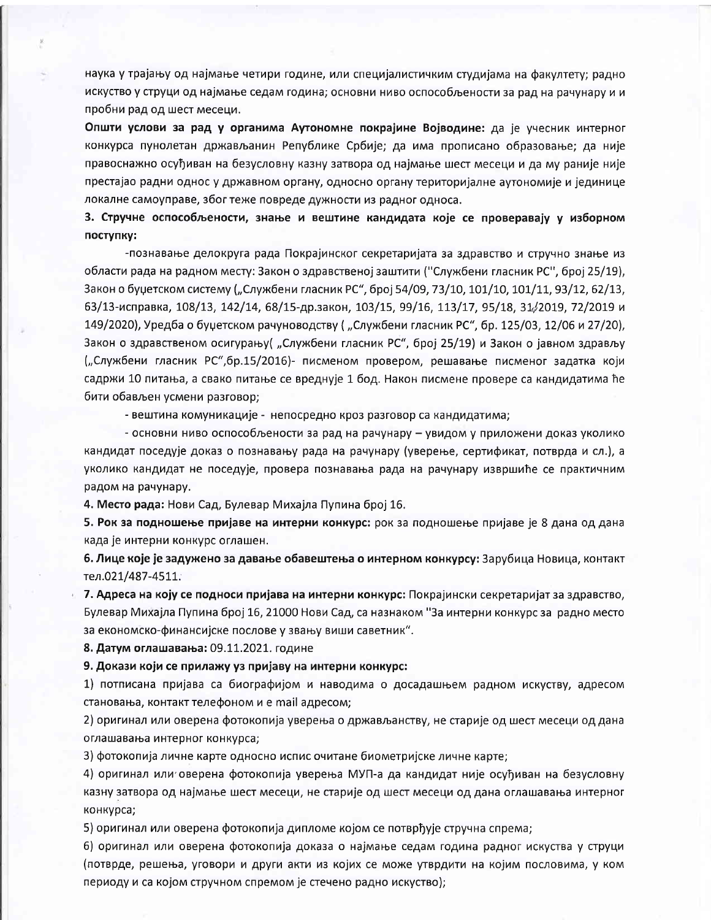наука у трајању од најмање четири године, или специјалистичким студијама на факултету; радно искуство у струци од најмање седам година; основни ниво оспособљености за рад на рачунару и и пробни рад од шест месеци.

**Општи услови за рад у органима Аутономне покрајине Војводине:** да је учесник интерног конкурса пунолетан држављанин Републике Србије; да има прописано образовање; да није правоснажно осуђиван на безусловну казну затвора од најмање шест месеци и да му раније није престајао радни однос у државном органу, односно органу територијалне аутономије и јединице локалне самоуправе, због теже повреде дужности из радног односа.

**3. Стручне оспособљености, знање и вештине кандидата које се проверавају у изборном поступку:**

-познавање делокруга рада Покрајинског секретаријата за здравство и стручно знање из области рада на радном месту: Закон о здравственој заштити ("Службени гласник РС", број 25/19), Закон о буџетском систему („Службени гласник РС", број 54/09, 73/10, 101/10, 101/11, 93/12, 62/13, 63/13-исправка, 108/13, 142/14, 68/15-др.закон, 103/15, 99/16, 113/17, 95/18, 31/2019, 72/2019 и 149/2020), Уредба о буџетском рачуноводству ( „Службени гласник РС", бр. 125/03, 12/06 и 27/20), Закон о здравственом осигурању( „Службени гласник РС", број 25/19) и Закон о јавном здрављу („Службени гласник РС",бр.15/2016)- писменом провером, решавање писменог задатка који садржи 10 питања, а свако питање се вреднује 1 бод. Након писмене провере са кандидатима ће бити обављен усмени разговор;

- вештина комуникације - непосредно кроз разговор са кандидатима;

- основни ниво оспособљености за рад на рачунару – увидом у приложени доказ уколико кандидат поседује доказ о познавању рада на рачунару (уверење, сертификат, потврда и сл.), а уколико кандидат не поседује, провера познавања рада на рачунару извршиће се практичним радом на рачунару.

**4. Место рада:** Нови Сад, Булевар Михајла Пупина број 16.

**5. Рок за подношење пријаве на интерни конкурс:** рок за подношење пријаве је 8 дана од дана када је интерни конкурс оглашен.

**6. Лице које је задужено за давање обавештења о интерном конкурсу:** Зарубица Новица, контакт тел.021/487-4511.

**7. Адреса на коју се подноси пријава на интерни конкурс:** Покрајински секретаријат за здравство, Булевар Михајла Пупина број 16, 21000 Нови Сад, са назнаком "За интерни конкурс за радно место за економско-финансијске послове у звању виши саветник".

**8. Датум оглашавања:** 09.11.2021. године

**9. Докази који се прилажу уз пријаву на интерни конкурс:**

1) потписана пријава са биографијом и наводима о досадашњем радном искуству, адресом становања, контакт телефоном и е mail адресом;

2) оригинал или оверена фотокопија уверења о држављанству, не старије од шест месеци од дана оглашавања интерног конкурса;

3) фотокопија личне карте односно испис очитане биометријске личне карте;

4) оригинал или оверена фотокопија уверења МУП-а да кандидат није осуђиван на безусловну казну затвора од најмање шест месеци, не старије од шест месеци од дана оглашавања интерног конкурса;

5) оригинал или оверена фотокопија дипломе којом се потврђује стручна спрема;

6) оригинал или оверена фотокопија доказа о најмање седам година радног искуства у струци (потврде, решења, уговори и други акти из којих се може утврдити на којим пословима, у ком периоду и са којом стручном спремом је стечено радно искуство);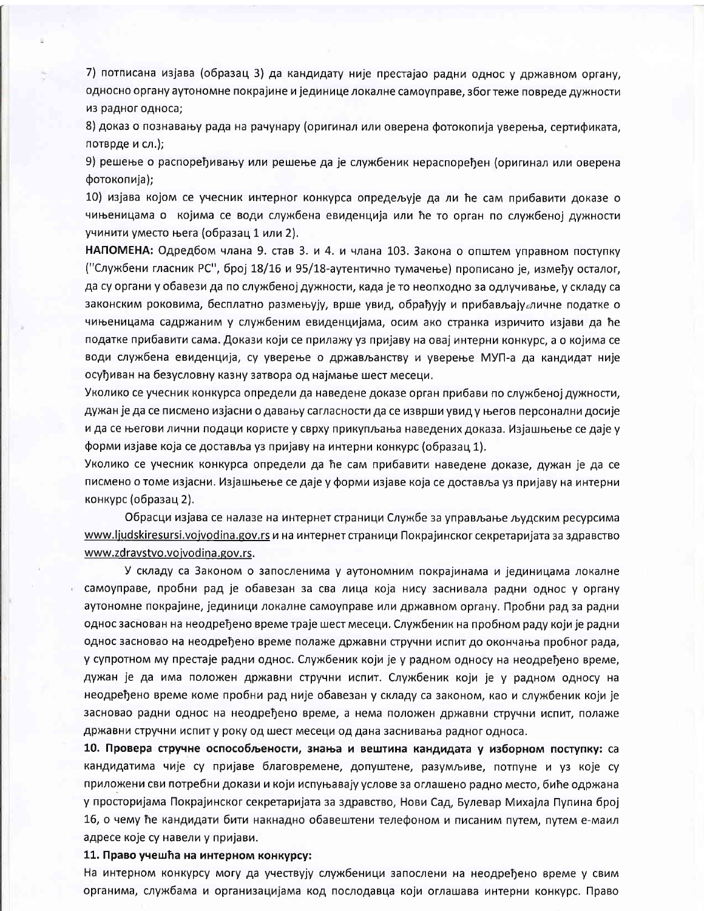7) потписана изјава (образац 3) да кандидату није престајао радни однос у државном органу, односно органу аутономне покрајине и јединице локалне самоуправе, због теже повреде дужности из радног односа;

8) доказ о познавању рада на рачунару (оригинал или оверена фотокопија уверења, сертификата, потврде и сл.);

9) решење о распоређивању или решење да је службеник нераспоређен (оригинал или оверена фотокопија);

10) изјава којом се учесник интерног конкурса опредељује да ли ће сам прибавити доказе о чињеницама о којима се води службена евиденција или ће то орган по службеној дужности учинити уместо њега (образац 1 или 2).

**НАПОМЕНА:** Одредбом члана 9. став 3. и 4. и члана 103. Закона о општем управном поступку ("Службени гласник РС", број 18/16 и 95/18-аутентично тумачење) прописано је, између осталог, да су органи у обавези да по службеној дужности, када је то неопходно за одлучивање, у складу са законским роковима, бесплатно размењују, врше увид, обрађују и прибављају личне податке о чињеницама садржаним у службеним евиденцијама, осим ако странка изричито изјави да ће податке прибавити сама. Докази који се прилажу уз пријаву на овај интерни конкурс, а о којима се води службена евиденција, су уверење о држављанству и уверење МУП-а да кандидат није осуђиван на безусловну казну затвора од најмање шест месеци.

Уколико се учесник конкурса определи да наведене доказе орган прибави по службеној дужности, дужан је да се писмено изјасни о давању сагласности да се изврши увид у његов персонални досије и да се његови лични подаци користе у сврху прикупљања наведених доказа. Изјашњење се даје у форми изјаве која се доставља уз пријаву на интерни конкурс (образац 1).

Уколико се учесник конкурса определи да ће сам прибавити наведене доказе, дужан је да се писмено о томе изјасни. Изјашњење се даје у форми изјаве која се доставља уз пријаву на интерни конкурс (образац 2).

Обрасци изјава се налазе на интернет страници Службе за управљање људским ресурсима www.ljudskiresursi.vojvodina.gov.rs и на интернет страници Покрајинског секретаријата за здравство www.zdravstvo.vojvodina.gov.rs.

У складу са Законом о запосленима у аутономним покрајинама и јединицама локалне самоуправе, пробни рад је обавезан за сва лица која нису заснивала радни однос у органу аутономне покрајине, јединици локалне самоуправе или државном органу. Пробни рад за радни однос заснован на неодређено време траје шест месеци. Службеник на пробном раду који је радни однос засновао на неодређено време полаже државни стручни испит до окончања пробног рада, у супротном му престаје радни однос. Службеник који је у радном односу на неодређено време, дужан је да има положен државни стручни испит. Службеник који је у радном односу на неодређено време коме пробни рад није обавезан у складу са законом, као и службеник који је засновао радни однос на неодређено време, а нема положен државни стручни испит, полаже државни стручни испит у року од шест месеци од дана заснивања радног односа.

**10. Провера стручне оспособљености, знања и вештина кандидата у изборном поступку:** са кандидатима чије су пријаве благовремене, допуштене, разумљиве, потпуне и уз које су приложени сви потребни докази и који испуњавају услове за оглашено радно место, биће одржана у просторијама Покрајинског секретаријата за здравство, Нови Сад, Булевар Михајла Пупина број 16, о чему ће кандидати бити накнадно обавештени телефоном и писаним путем, путем е-маил адресе које су навели у пријави.

**11. Право учешћа на интерном конкурсу:**

На интерном конкурсу могу да учествују службеници запослени на неодређено време у свим органима, службама и организацијама код послодавца који оглашава интерни конкурс. Право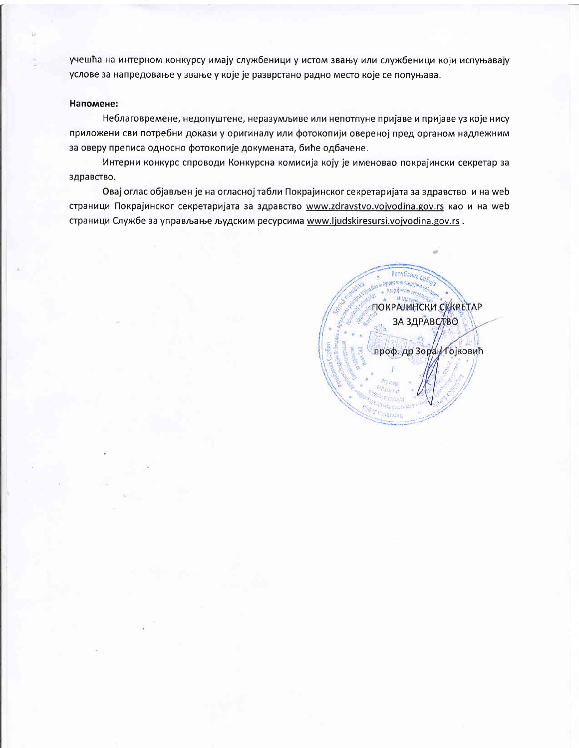учешћа на интерном конкурсу имају службеници у истом звању или службеници који испуњавају услове за напредовање у звање у које је разврстано радно место које се попуњава.

**Напомене:**

Неблаговремене, недопуштене, неразумљиве или непотпуне пријаве и пријаве уз које нису приложени сви потребни докази у оригиналу или фотокопији овереној пред органом надлежним за оверу преписа односно фотокопије докумената, биће одбачене.

Интерни конкурс спроводи Конкурсна комисија коју је именовао покрајински секретар за здравство.

Овај оглас објављен је на огласној табли Покрајинског секретаријата за здравство и на web страници Покрајинског секретаријата за здравство www.zdravstvo.vojvodina.gov.rs као и на web страници Службе за управљање људским ресурсима www.ljudskiresursi.vojvodina.gov.rs .

ПОКРАЈИНСКИ СЕКРЕТАР
ЗА ЗДРАВСТВО

проф. др Зоран Гојковић